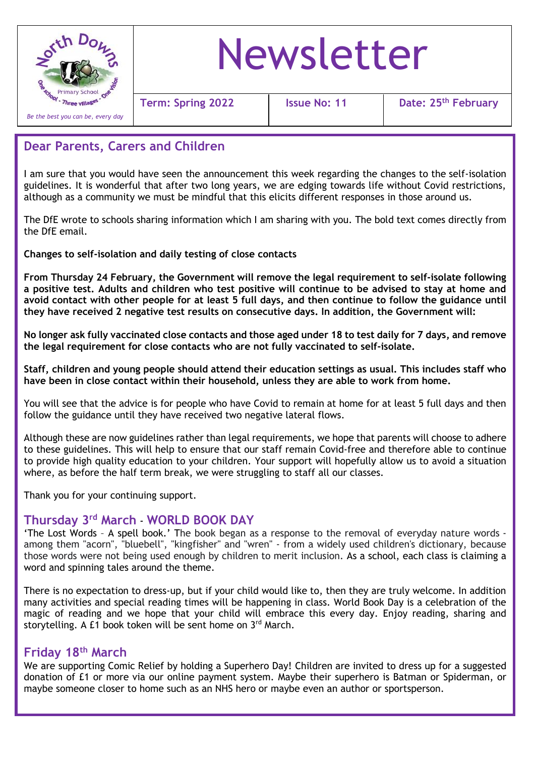North Downs Primary School - One school - Three villages - One vision

*Be the best you can be, every day*

# Newsletter

| Term: Spring 2022 | Issue No: 11 | Date: 25th February |
|---|---|---|

## Dear Parents, Carers and Children

I am sure that you would have seen the announcement this week regarding the changes to the self-isolation guidelines. It is wonderful that after two long years, we are edging towards life without Covid restrictions, although as a community we must be mindful that this elicits different responses in those around us.

The DfE wrote to schools sharing information which I am sharing with you. The bold text comes directly from the DfE email.

**Changes to self-isolation and daily testing of close contacts**

**From Thursday 24 February, the Government will remove the legal requirement to self-isolate following a positive test. Adults and children who test positive will continue to be advised to stay at home and avoid contact with other people for at least 5 full days, and then continue to follow the guidance until they have received 2 negative test results on consecutive days. In addition, the Government will:**

**No longer ask fully vaccinated close contacts and those aged under 18 to test daily for 7 days, and remove the legal requirement for close contacts who are not fully vaccinated to self-isolate.**

**Staff, children and young people should attend their education settings as usual. This includes staff who have been in close contact within their household, unless they are able to work from home.**

You will see that the advice is for people who have Covid to remain at home for at least 5 full days and then follow the guidance until they have received two negative lateral flows.

Although these are now guidelines rather than legal requirements, we hope that parents will choose to adhere to these guidelines. This will help to ensure that our staff remain Covid-free and therefore able to continue to provide high quality education to your children. Your support will hopefully allow us to avoid a situation where, as before the half term break, we were struggling to staff all our classes.

Thank you for your continuing support.

## Thursday 3rd March - WORLD BOOK DAY

'The Lost Words – A spell book.' The book began as a response to the removal of everyday nature words - among them "acorn", "bluebell", "kingfisher" and "wren" - from a widely used children's dictionary, because those words were not being used enough by children to merit inclusion. As a school, each class is claiming a word and spinning tales around the theme.

There is no expectation to dress-up, but if your child would like to, then they are truly welcome. In addition many activities and special reading times will be happening in class. World Book Day is a celebration of the magic of reading and we hope that your child will embrace this every day. Enjoy reading, sharing and storytelling. A £1 book token will be sent home on 3rd March.

## Friday 18th March

We are supporting Comic Relief by holding a Superhero Day! Children are invited to dress up for a suggested donation of £1 or more via our online payment system. Maybe their superhero is Batman or Spiderman, or maybe someone closer to home such as an NHS hero or maybe even an author or sportsperson.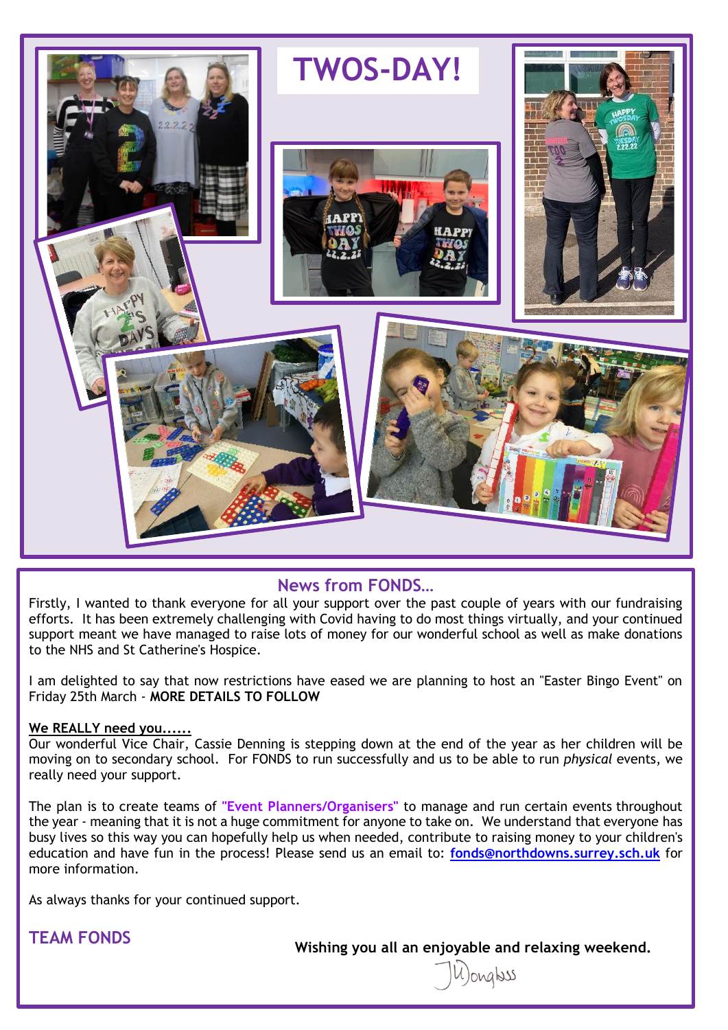# TWOS-DAY!

## News from FONDS…

Firstly, I wanted to thank everyone for all your support over the past couple of years with our fundraising efforts. It has been extremely challenging with Covid having to do most things virtually, and your continued support meant we have managed to raise lots of money for our wonderful school as well as make donations to the NHS and St Catherine's Hospice.

I am delighted to say that now restrictions have eased we are planning to host an "Easter Bingo Event" on Friday 25th March - **MORE DETAILS TO FOLLOW**

**We REALLY need you......**

Our wonderful Vice Chair, Cassie Denning is stepping down at the end of the year as her children will be moving on to secondary school. For FONDS to run successfully and us to be able to run *physical* events, we really need your support.

The plan is to create teams of **"Event Planners/Organisers"** to manage and run certain events throughout the year - meaning that it is not a huge commitment for anyone to take on. We understand that everyone has busy lives so this way you can hopefully help us when needed, contribute to raising money to your children's education and have fun in the process! Please send us an email to: **fonds@northdowns.surrey.sch.uk** for more information.

As always thanks for your continued support.

**TEAM FONDS**

**Wishing you all an enjoyable and relaxing weekend.**

JWDouglass